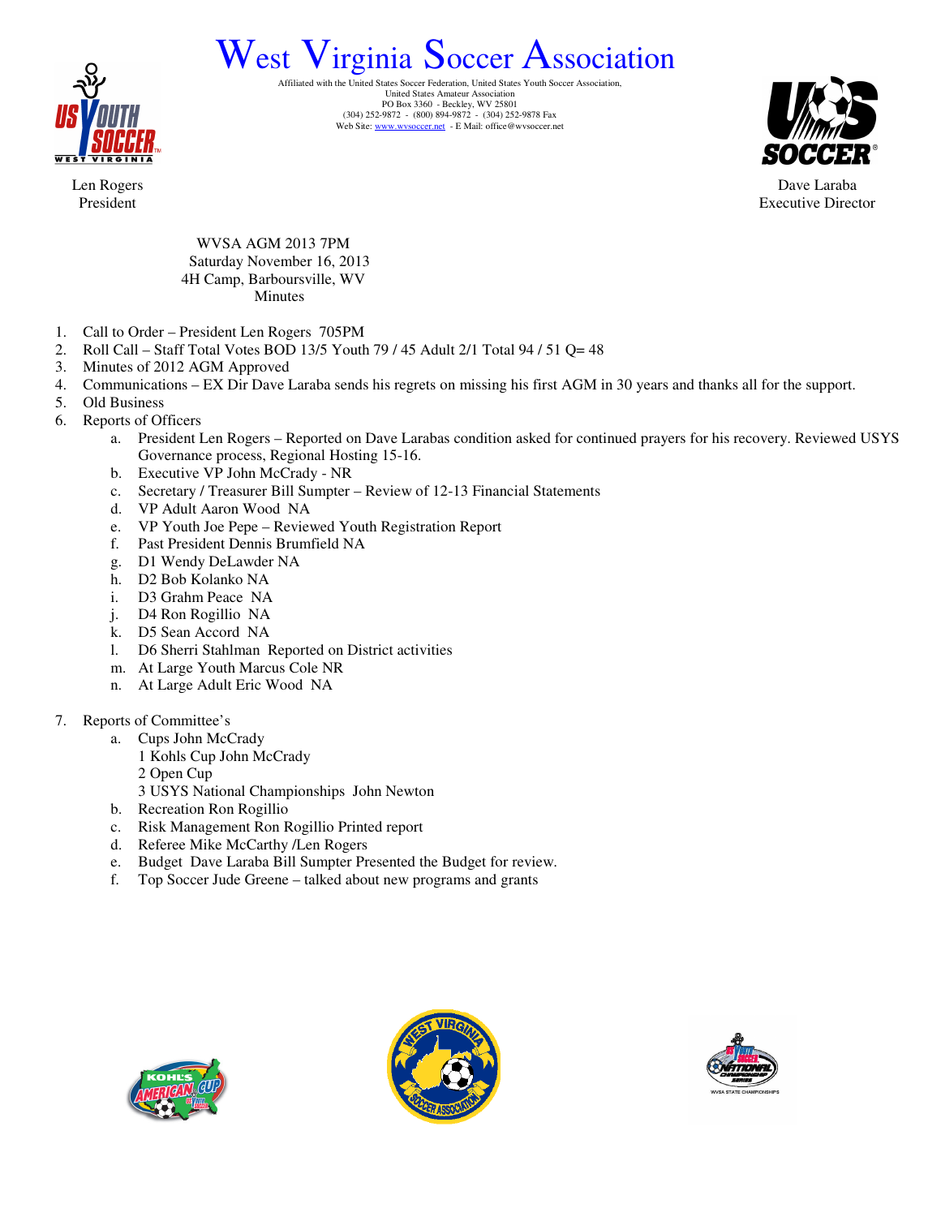# West Virginia Soccer Association

Affiliated with the United States Soccer Federation, United States Youth Soccer Association,
United States Amateur Association
PO Box 3360 - Beckley, WV 25801
(304) 252-9872 - (800) 894-9872 - (304) 252-9878 Fax
Web Site: www.wvsoccer.net - E Mail: office@wvsoccer.net

Len Rogers
President

Dave Laraba
Executive Director

WVSA AGM 2013 7PM
Saturday November 16, 2013
4H Camp, Barboursville, WV
Minutes

1. Call to Order – President Len Rogers 705PM
2. Roll Call – Staff Total Votes BOD 13/5 Youth 79 / 45 Adult 2/1 Total 94 / 51 Q= 48
3. Minutes of 2012 AGM Approved
4. Communications – EX Dir Dave Laraba sends his regrets on missing his first AGM in 30 years and thanks all for the support.
5. Old Business
6. Reports of Officers
   a. President Len Rogers – Reported on Dave Larabas condition asked for continued prayers for his recovery. Reviewed USYS Governance process, Regional Hosting 15-16.
   b. Executive VP John McCrady - NR
   c. Secretary / Treasurer Bill Sumpter – Review of 12-13 Financial Statements
   d. VP Adult Aaron Wood NA
   e. VP Youth Joe Pepe – Reviewed Youth Registration Report
   f. Past President Dennis Brumfield NA
   g. D1 Wendy DeLawder NA
   h. D2 Bob Kolanko NA
   i. D3 Grahm Peace NA
   j. D4 Ron Rogillio NA
   k. D5 Sean Accord NA
   l. D6 Sherri Stahlman Reported on District activities
   m. At Large Youth Marcus Cole NR
   n. At Large Adult Eric Wood NA

7. Reports of Committee's
   a. Cups John McCrady
      1 Kohls Cup John McCrady
      2 Open Cup
      3 USYS National Championships John Newton
   b. Recreation Ron Rogillio
   c. Risk Management Ron Rogillio Printed report
   d. Referee Mike McCarthy /Len Rogers
   e. Budget Dave Laraba Bill Sumpter Presented the Budget for review.
   f. Top Soccer Jude Greene – talked about new programs and grants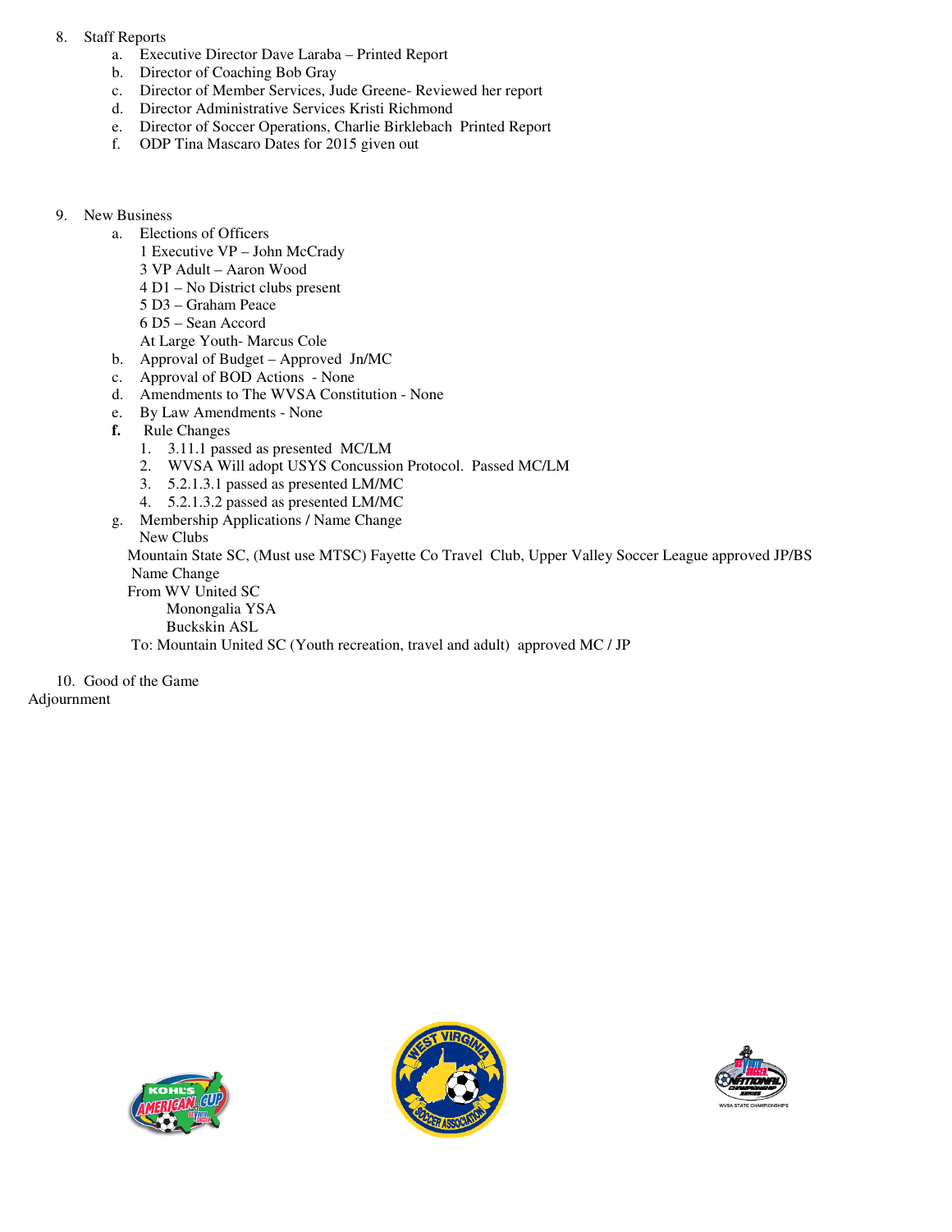8. Staff Reports
   a. Executive Director Dave Laraba – Printed Report
   b. Director of Coaching Bob Gray
   c. Director of Member Services, Jude Greene- Reviewed her report
   d. Director Administrative Services Kristi Richmond
   e. Director of Soccer Operations, Charlie Birklebach Printed Report
   f. ODP Tina Mascaro Dates for 2015 given out

9. New Business
   a. Elections of Officers
      1 Executive VP – John McCrady
      3 VP Adult – Aaron Wood
      4 D1 – No District clubs present
      5 D3 – Graham Peace
      6 D5 – Sean Accord
      At Large Youth- Marcus Cole
   b. Approval of Budget – Approved Jn/MC
   c. Approval of BOD Actions - None
   d. Amendments to The WVSA Constitution - None
   e. By Law Amendments - None
   **f.** Rule Changes
      1. 3.11.1 passed as presented MC/LM
      2. WVSA Will adopt USYS Concussion Protocol. Passed MC/LM
      3. 5.2.1.3.1 passed as presented LM/MC
      4. 5.2.1.3.2 passed as presented LM/MC
   g. Membership Applications / Name Change
      New Clubs
      Mountain State SC, (Must use MTSC) Fayette Co Travel Club, Upper Valley Soccer League approved JP/BS
      Name Change
      From WV United SC
      Monongalia YSA
      Buckskin ASL
      To: Mountain United SC (Youth recreation, travel and adult) approved MC / JP

10. Good of the Game

Adjournment